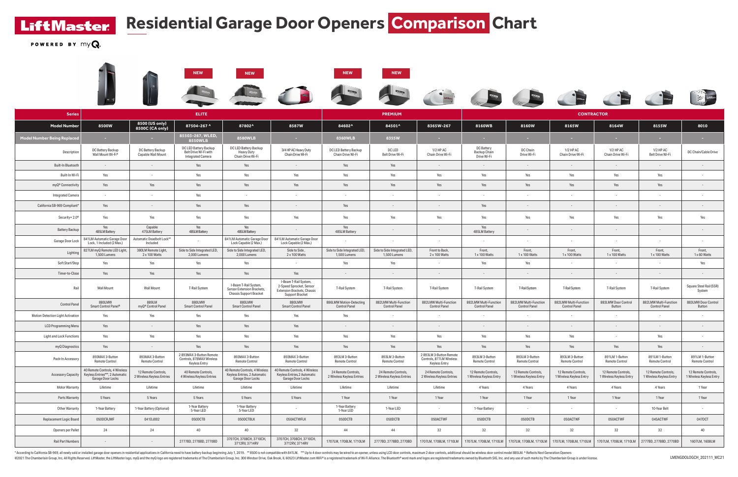# LiftMaster Residential Garage Door Openers Comparison Chart

POWERED BY myQ

| Series | ELITE | | | | | PREMIUM | | | CONTRACTOR | | | | | |
|---|---|---|---|---|---|---|---|---|---|---|---|---|---|---|
| | | | NEW | NEW | | NEW | NEW | | | | | | | |
| **Model Number** | 8500W | 8500 (US only) 8500C (CA only) | 87504-267 ^ | 87802^ | 8587W | 84602^ | 84501^ | 8365W-267 | 8160WB | 8160W | 8165W | 8164W | 8155W | 8010 |
| **Model Number Being Replaced** | - | - | 85503-267, WLED, 8550WLB | 8580WLB | - | 8360WLB | 8355W | - | - | - | - | - | - | - |
| Description | DC Battery Backup Wall Mount Wi-Fi® | DC Battery Backup Capable Wall Mount | DC LED Battery Backup Belt Drive Wi-Fi with Integrated Camera | DC LED Battery Backup Heavy Duty Chain Drive Wi-Fi | 3/4 HP AC Heavy Duty Chain Drive Wi-Fi | DC LED Battery Backup Chain Drive Wi-Fi | DC LED Belt Drive Wi-Fi | 1/2 HP AC Chain Drive Wi-Fi | DC Battery Backup Chain Drive Wi-Fi | DC Chain Drive Wi-Fi | 1/2 HP AC Chain Drive Wi-Fi | 1/2 HP AC Chain Drive Wi-Fi | 1/2 HP AC Belt Drive Wi-Fi | DC Chain/Cable Drive |
| Built-In Bluetooth | - | - | Yes | Yes | - | Yes | Yes | - | - | - | - | - | - | - |
| Built-In Wi-Fi | Yes | - | Yes | Yes | Yes | Yes | Yes | Yes | Yes | Yes | Yes | Yes | Yes | - |
| myQ® Connectivity | Yes | Yes | Yes | Yes | Yes | Yes | Yes | Yes | Yes | Yes | Yes | Yes | Yes | - |
| Integrated Camera | - | - | Yes | - | - | - | - | - | - | - | - | - | - | - |
| California SB-969 Compliant* | Yes | - | Yes | Yes | - | Yes | - | - | Yes | - | - | - | - | - |
| Security+ 2.0® | Yes | Yes | Yes | Yes | Yes | Yes | Yes | Yes | Yes | Yes | Yes | Yes | Yes | Yes |
| Battery Backup | Yes 485LM Battery | Capable 475LM Battery | Yes 485LM Battery | Yes 485LM Battery | - | Yes 485LM Battery | - | - | Yes 485LM Battery | - | - | - | - | - |
| Garage Door Lock | 841LM Automatic Garage Door Lock, 1 Included (2 Max.) | Automatic Deadbolt Lock** Included | - | 841LM Automatic Garage Door Lock Capable (2 Max.) | 841LM Automatic Garage Door Lock Capable (2 Max.) | - | - | - | - | - | - | - | - | - |
| Lighting | 827LM myQ Remote LED Light, 1,500 Lumens | 380LM Remote Light, 2 x 100 Watts | Side to Side Integrated LED, 2,000 Lumens | Side to Side Integrated LED, 2,000 Lumens | Side to Side, 2 x 100 Watts | Side to Side Integrated LED, 1,500 Lumens | Side to Side Integrated LED, 1,500 Lumens | Front to Back, 2 x 100 Watts | Front, 1 x 100 Watts | Front, 1 x 100 Watts | Front, 1 x 100 Watts | Front, 1 x 100 Watts | Front, 1 x 100 Watts | Front, 1 x 60 Watts |
| Soft Start/Stop | Yes | Yes | Yes | Yes | - | Yes | Yes | - | Yes | Yes | - | - | - | Yes |
| Timer-to-Close | Yes | Yes | Yes | Yes | Yes | - | - | - | - | - | - | - | - | - |
| Rail | Wall Mount | Wall Mount | T-Rail System | I-Beam T-Rail System, Sensor Extension Brackets, Chassis Support Bracket | I-Beam T-Rail System, 2-Speed Sprocket, Sensor Extension Brackets, Chassis Support Bracket | T-Rail System | T-Rail System | T-Rail System | T-Rail System | T-Rail System | T-Rail System | T-Rail System | T-Rail System | Square Steel Rail (SSR) System |
| Control Panel | 880LMW Smart Control Panel® | 889LM myQ® Control Panel | 880LMW Smart Control Panel | 880LMW Smart Control Panel | 880LMW Smart Control Panel | 886LMW Motion-Detecting Control Panel | 882LMW Multi-Function Control Panel | 882LMW Multi-Function Control Panel | 882LMW Multi-Function Control Panel | 882LMW Multi-Function Control Panel | 882LMW Multi-Function Control Panel | 883LMW Door Control Button | 882LMW Multi-Function Control Panel | 883LMW Door Control Button |
| Motion Detection Light Activation | Yes | Yes | Yes | Yes | Yes | Yes | - | - | - | - | - | - | - | - |
| LCD Programming Menu | Yes | - | Yes | Yes | Yes | - | - | - | - | - | - | - | - | - |
| Light and Lock Functions | Yes | Yes | Yes | Yes | Yes | Yes | Yes | Yes | Yes | Yes | Yes | - | Yes | - |
| myQ Diagnostics | Yes | - | Yes | Yes | Yes | Yes | Yes | Yes | Yes | Yes | Yes | Yes | Yes | - |
| Pack-In Accessory | 893MAX 3-Button Remote Control | 893MAX 3-Button Remote Control | 2 893MAX 3-Button Remote Controls, 878MAX Wireless Keyless Entry | 893MAX 3-Button Remote Control | 893MAX 3-Button Remote Control | 893LM 3-Button Remote Control | 893LM 3-Button Remote Control | 2 893LM 3-Button Remote Controls, 877LM Wireless Keyless Entry | 893LM 3-Button Remote Control | 893LM 3-Button Remote Control | 893LM 3-Button Remote Control | 891LM 1-Button Remote Control | 891LM 1-Button Remote Control | 891LM 1-Button Remote Control |
| Accessory Capacity | 40 Remote Controls, 4 Wireless Keyless Entries***, 2 Automatic Garage Door Locks | 12 Remote Controls, 2 Wireless Keyless Entries | 40 Remote Controls, 4 Wireless Keyless Entries | 40 Remote Controls, 4 Wireless Keyless Entries, 2 Automatic Garage Door Locks | 40 Remote Controls, 4 Wireless Keyless Entries, 2 Automatic Garage Door Locks | 24 Remote Controls, 2 Wireless Keyless Entries | 24 Remote Controls, 2 Wireless Keyless Entries | 24 Remote Controls, 2 Wireless Keyless Entries | 12 Remote Controls, 1 Wireless Keyless Entry | 12 Remote Controls, 1 Wireless Keyless Entry | 12 Remote Controls, 1 Wireless Keyless Entry | 12 Remote Controls, 1 Wireless Keyless Entry | 12 Remote Controls, 1 Wireless Keyless Entry | 12 Remote Controls, 1 Wireless Keyless Entry |
| Motor Warranty | Lifetime | Lifetime | Lifetime | Lifetime | Lifetime | Lifetime | Lifetime | Lifetime | 4 Years | 4 Years | 4 Years | 4 Years | 4 Years | 1 Year |
| Parts Warranty | 5 Years | 5 Years | 5 Years | 5 Years | 5 Years | 1 Year | 1 Year | 1 Year | 1 Year | 1 Year | 1 Year | 1 Year | 1 Year | 1 Year |
| Other Warranty | 1-Year Battery | 1-Year Battery (Optional) | 1-Year Battery 5-Year LED | 1-Year Battery 5-Year LED | - | 1-Year Battery 1-Year LED | 1-Year LED | - | 1-Year Battery | - | - | - | 10-Year Belt | - |
| Replacement Logic Board | 050DCRJWF | 041DJ002 | 050DCTB | 050DCTBLK | 050ACTWFLK | 050DCTB | 050DCTB | 050ACTWF | 050DCTB | 050DCTB | 050ACTWF | 050ACTWF | 045ACTWF | 047DCT |
| Openers per Pallet | 24 | 24 | 40 | 40 | 32 | 44 | 44 | 32 | 32 | 32 | 32 | 32 | 32 | 40 |
| Rail Part Numbers | - | - | 2777BD, 2778BD, 2770BD | 3707CH, 3708CH, 3710CH, 3712RV, 3714RV | 3707CH, 3708CH, 3710CH, 3712RV, 3714RV | 1707LM, 1708LM, 1710LM | 2777BD, 2778BD, 2770BD | 1707LM, 1708LM, 1710LM | 1707LM, 1708LM, 1710LM | 1707LM, 1708LM, 1710LM | 1707LM, 1708LM, 1710LM | 1707LM, 1708LM, 1710LM | 2777BD, 2778BD, 2770BD | 1607LM, 1608LM |

* According to California SB-969, all newly sold or installed garage door openers in residential applications in California need to have battery backup beginning July 1, 2019. ** 8500 is not compatible with 841LM. *** Up to 4 door controls may be wired to an opener, unless using LCD door controls, maximum 2 door controls, additional should be wireless door control model 885LM. ^ Reflects Next Generation Openers

©2021 The Chamberlain Group, Inc. All Rights Reserved. LiftMaster, the LiftMaster logo, myQ and the myQ logo are registered trademarks of The Chamberlain Group, Inc. 300 Windsor Drive, Oak Brook, IL 60523 LiftMaster.com WiFi® is a registered trademark of Wi-Fi Alliance. The Bluetooth® word mark and logos are registered trademarks owned by Bluetooth SIG, Inc. and any use of such marks by The Chamberlain Group is under license.

LMENGDOLOGCH_202111_MC21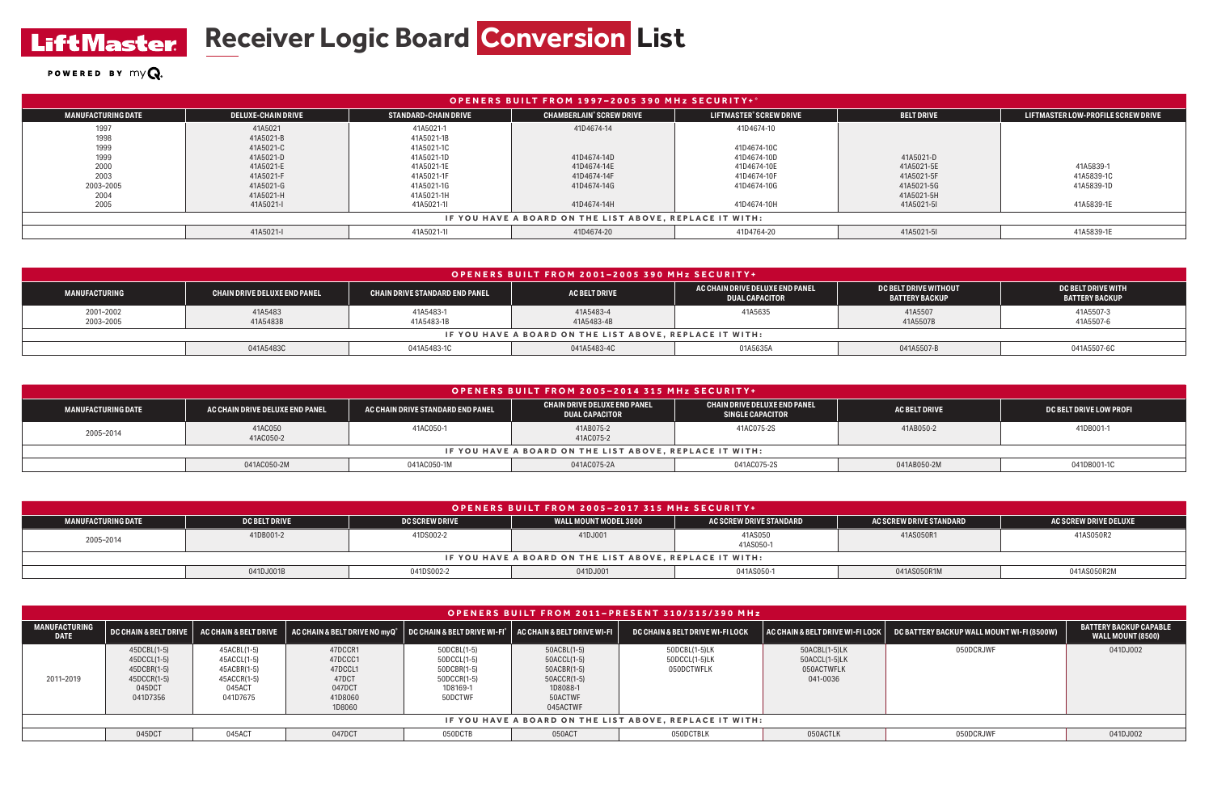# LiftMaster Receiver Logic Board Conversion List

POWERED BY myQ

| OPENERS BUILT FROM 1997–2005 390 MHz SECURITY+® | | | | | | |
|---|---|---|---|---|---|---|
| MANUFACTURING DATE | DELUXE-CHAIN DRIVE | STANDARD-CHAIN DRIVE | CHAMBERLAIN® SCREW DRIVE | LIFTMASTER® SCREW DRIVE | BELT DRIVE | LIFTMASTER LOW-PROFILE SCREW DRIVE |
| 1997 | 41A5021 | 41A5021-1 | 41D4674-14 | 41D4674-10 | | |
| 1998 | 41A5021-B | 41A5021-1B | | | | |
| 1999 | 41A5021-C | 41A5021-1C | | 41D4674-10C | | |
| 1999 | 41A5021-D | 41A5021-1D | 41D4674-14D | 41D4674-10D | 41A5021-D | |
| 2000 | 41A5021-E | 41A5021-1E | 41D4674-14E | 41D4674-10E | 41A5021-5E | 41A5839-1 |
| 2003 | 41A5021-F | 41A5021-1F | 41D4674-14F | 41D4674-10F | 41A5021-5F | 41A5839-1C |
| 2003–2005 | 41A5021-G | 41A5021-1G | 41D4674-14G | 41D4674-10G | 41A5021-5G | 41A5839-1D |
| 2004 | 41A5021-H | 41A5021-1H | | | 41A5021-5H | |
| 2005 | 41A5021-I | 41A5021-1I | 41D4674-14H | 41D4674-10H | 41A5021-5I | 41A5839-1E |
| IF YOU HAVE A BOARD ON THE LIST ABOVE, REPLACE IT WITH: | | | | | | |
| | 41A5021-I | 41A5021-1I | 41D4674-20 | 41D4764-20 | 41A5021-5I | 41A5839-1E |

| OPENERS BUILT FROM 2001–2005 390 MHz SECURITY+ | | | | | | |
|---|---|---|---|---|---|---|
| MANUFACTURING | CHAIN DRIVE DELUXE END PANEL | CHAIN DRIVE STANDARD END PANEL | AC BELT DRIVE | AC CHAIN DRIVE DELUXE END PANEL DUAL CAPACITOR | DC BELT DRIVE WITHOUT BATTERY BACKUP | DC BELT DRIVE WITH BATTERY BACKUP |
| 2001–2002 | 41A5483 | 41A5483-1 | 41A5483-4 | 41A5635 | 41A5507 | 41A5507-3 |
| 2003–2005 | 41A5483B | 41A5483-1B | 41A5483-4B | | 41A5507B | 41A5507-6 |
| IF YOU HAVE A BOARD ON THE LIST ABOVE, REPLACE IT WITH: | | | | | | |
| | 041A5483C | 041A5483-1C | 041A5483-4C | 01A5635A | 041A5507-B | 041A5507-6C |

| OPENERS BUILT FROM 2005–2014 315 MHz SECURITY+ | | | | | | |
|---|---|---|---|---|---|---|
| MANUFACTURING DATE | AC CHAIN DRIVE DELUXE END PANEL | AC CHAIN DRIVE STANDARD END PANEL | CHAIN DRIVE DELUXE END PANEL DUAL CAPACITOR | CHAIN DRIVE DELUXE END PANEL SINGLE CAPACITOR | AC BELT DRIVE | DC BELT DRIVE LOW PROFI |
| 2005–2014 | 41AC050<br>41AC050-2 | 41AC050-1 | 41AB075-2<br>41AC075-2 | 41AC075-2S | 41AB050-2 | 41DB001-1 |
| IF YOU HAVE A BOARD ON THE LIST ABOVE, REPLACE IT WITH: | | | | | | |
| | 041AC050-2M | 041AC050-1M | 041AC075-2A | 041AC075-2S | 041AB050-2M | 041DB001-1C |

| OPENERS BUILT FROM 2005–2017 315 MHz SECURITY+ | | | | | | |
|---|---|---|---|---|---|---|
| MANUFACTURING DATE | DC BELT DRIVE | DC SCREW DRIVE | WALL MOUNT MODEL 3800 | AC SCREW DRIVE STANDARD | AC SCREW DRIVE STANDARD | AC SCREW DRIVE DELUXE |
| 2005–2014 | 41DB001-2 | 41DS002-2 | 41DJ001 | 41AS050<br>41AS050-1 | 41AS050R1 | 41AS050R2 |
| IF YOU HAVE A BOARD ON THE LIST ABOVE, REPLACE IT WITH: | | | | | | |
| | 041DJ001B | 041DS002-2 | 041DJ001 | 041AS050-1 | 041AS050R1M | 041AS050R2M |

| OPENERS BUILT FROM 2011–PRESENT 310/315/390 MHz | | | | | | | | | |
|---|---|---|---|---|---|---|---|---|---|
| MANUFACTURING DATE | DC CHAIN & BELT DRIVE | AC CHAIN & BELT DRIVE | AC CHAIN & BELT DRIVE NO myQ® | DC CHAIN & BELT DRIVE WI-FI® | AC CHAIN & BELT DRIVE WI-FI | DC CHAIN & BELT DRIVE WI-FI LOCK | AC CHAIN & BELT DRIVE WI-FI LOCK | DC BATTERY BACKUP WALL MOUNT WI-FI (8500W) | BATTERY BACKUP CAPABLE WALL MOUNT (8500) |
| 2011–2019 | 45DCBL(1-5)<br>45DCCL(1-5)<br>45DCBR(1-5)<br>45DCCR(1-5)<br>045DCT<br>041D7356 | 45ACBL(1-5)<br>45ACCL(1-5)<br>45ACBR(1-5)<br>45ACCR(1-5)<br>045ACT<br>041D7675 | 47DCCR1<br>47DCCC1<br>47DCCL1<br>47DCT<br>047DCT<br>41D8060<br>1D8060 | 50DCBL(1-5)<br>50DCCL(1-5)<br>50DCBR(1-5)<br>50DCCR(1-5)<br>1D8169-1<br>50DCTWF | 50ACBL(1-5)<br>50ACCL(1-5)<br>50ACBR(1-5)<br>50ACCR(1-5)<br>1D8088-1<br>50ACTWF<br>045ACTWF | 50DCBL(1-5)LK<br>50DCCL(1-5)LK<br>050DCTWFLK | 50ACBL(1-5)LK<br>50ACCL(1-5)LK<br>050ACTWFLK<br>041-0036 | 050DCRJWF | 041DJ002 |
| IF YOU HAVE A BOARD ON THE LIST ABOVE, REPLACE IT WITH: | | | | | | | | | |
| | 045DCT | 045ACT | 047DCT | 050DCTB | 050ACT | 050DCTBLK | 050ACTLK | 050DCRJWF | 041DJ002 |